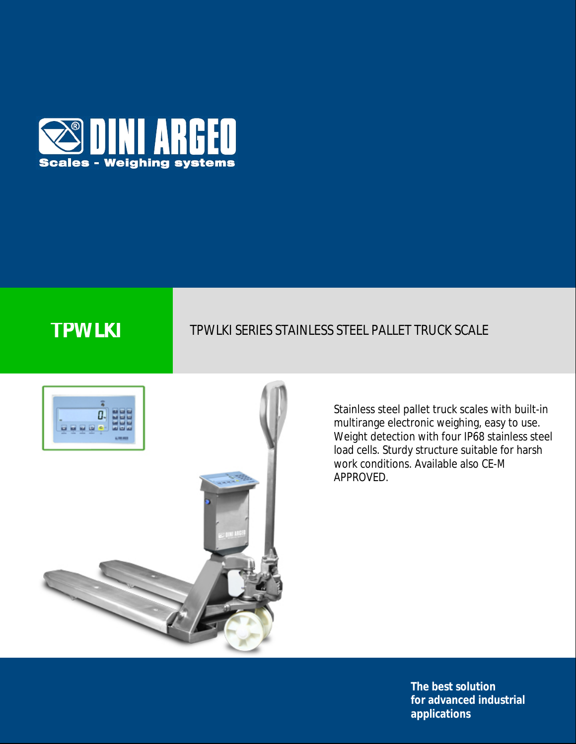DINI ARGEO

Scales - Weighing systems

# TPWLKI

## TPWLKI SERIES STAINLESS STEEL PALLET TRUCK SCALE

Stainless steel pallet truck scales with built-in multirange electronic weighing, easy to use. Weight detection with four IP68 stainless steel load cells. Sturdy structure suitable for harsh work conditions. Available also CE-M APPROVED.

**The best solution for advanced industrial applications**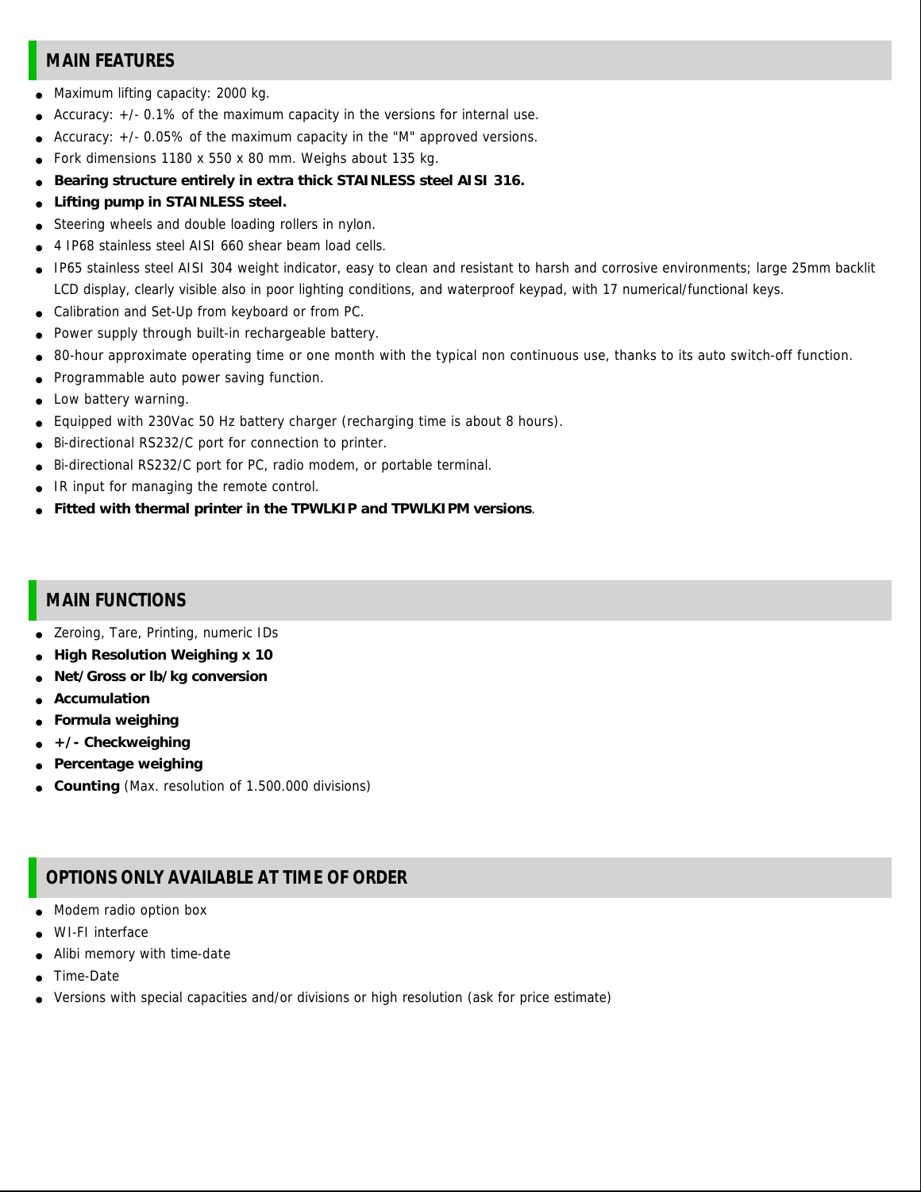## MAIN FEATURES

- Maximum lifting capacity: 2000 kg.
- Accuracy: +/- 0.1% of the maximum capacity in the versions for internal use.
- Accuracy: +/- 0.05% of the maximum capacity in the "M" approved versions.
- Fork dimensions 1180 x 550 x 80 mm. Weighs about 135 kg.
- **Bearing structure entirely in extra thick STAINLESS steel AISI 316.**
- **Lifting pump in STAINLESS steel.**
- Steering wheels and double loading rollers in nylon.
- 4 IP68 stainless steel AISI 660 shear beam load cells.
- IP65 stainless steel AISI 304 weight indicator, easy to clean and resistant to harsh and corrosive environments; large 25mm backlit LCD display, clearly visible also in poor lighting conditions, and waterproof keypad, with 17 numerical/functional keys.
- Calibration and Set-Up from keyboard or from PC.
- Power supply through built-in rechargeable battery.
- 80-hour approximate operating time or one month with the typical non continuous use, thanks to its auto switch-off function.
- Programmable auto power saving function.
- Low battery warning.
- Equipped with 230Vac 50 Hz battery charger (recharging time is about 8 hours).
- Bi-directional RS232/C port for connection to printer.
- Bi-directional RS232/C port for PC, radio modem, or portable terminal.
- IR input for managing the remote control.
- **Fitted with thermal printer in the TPWLKIP and TPWLKIPM versions**.

## MAIN FUNCTIONS

- Zeroing, Tare, Printing, numeric IDs
- **High Resolution Weighing x 10**
- **Net/Gross or lb/kg conversion**
- **Accumulation**
- **Formula weighing**
- **+/- Checkweighing**
- **Percentage weighing**
- **Counting** (Max. resolution of 1.500.000 divisions)

## OPTIONS ONLY AVAILABLE AT TIME OF ORDER

- Modem radio option box
- WI-FI interface
- Alibi memory with time-date
- Time-Date
- Versions with special capacities and/or divisions or high resolution (ask for price estimate)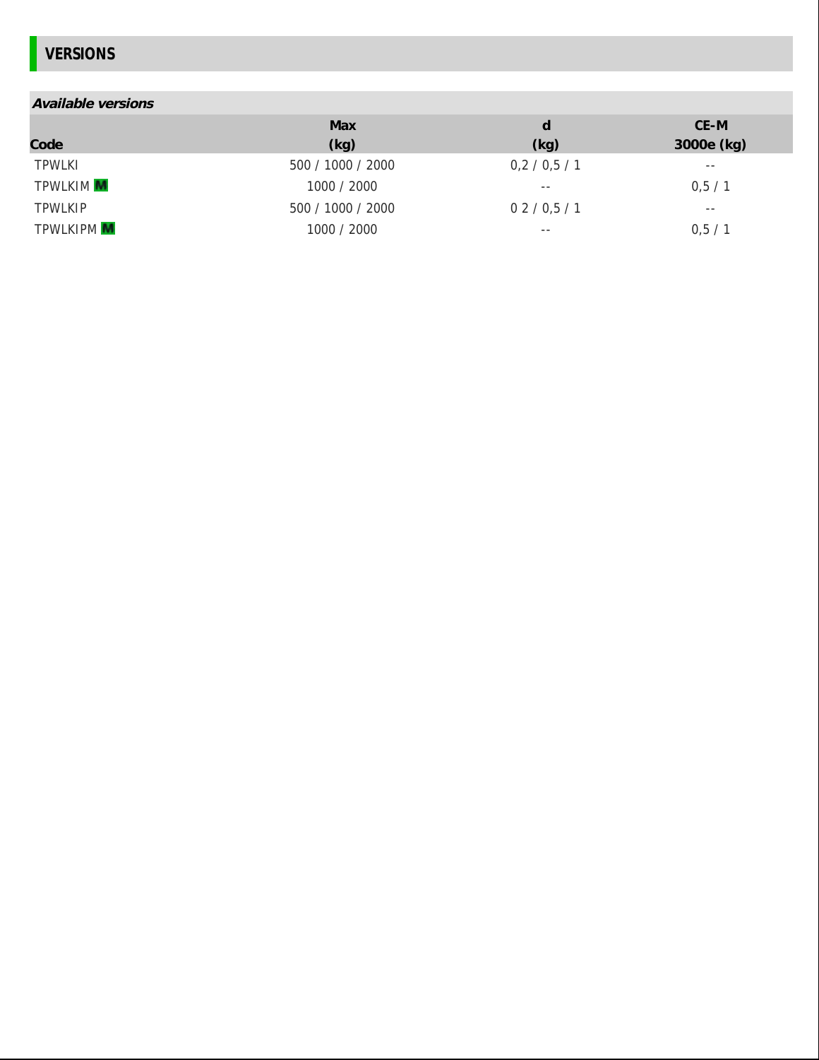## VERSIONS

***Available versions***

| Code | Max (kg) | d (kg) | CE-M 3000e (kg) |
|---|---|---|---|
| TPWLKI | 500 / 1000 / 2000 | 0,2 / 0,5 / 1 | -- |
| TPWLKIM M | 1000 / 2000 | -- | 0,5 / 1 |
| TPWLKIP | 500 / 1000 / 2000 | 0 2 / 0,5 / 1 | -- |
| TPWLKIPM M | 1000 / 2000 | -- | 0,5 / 1 |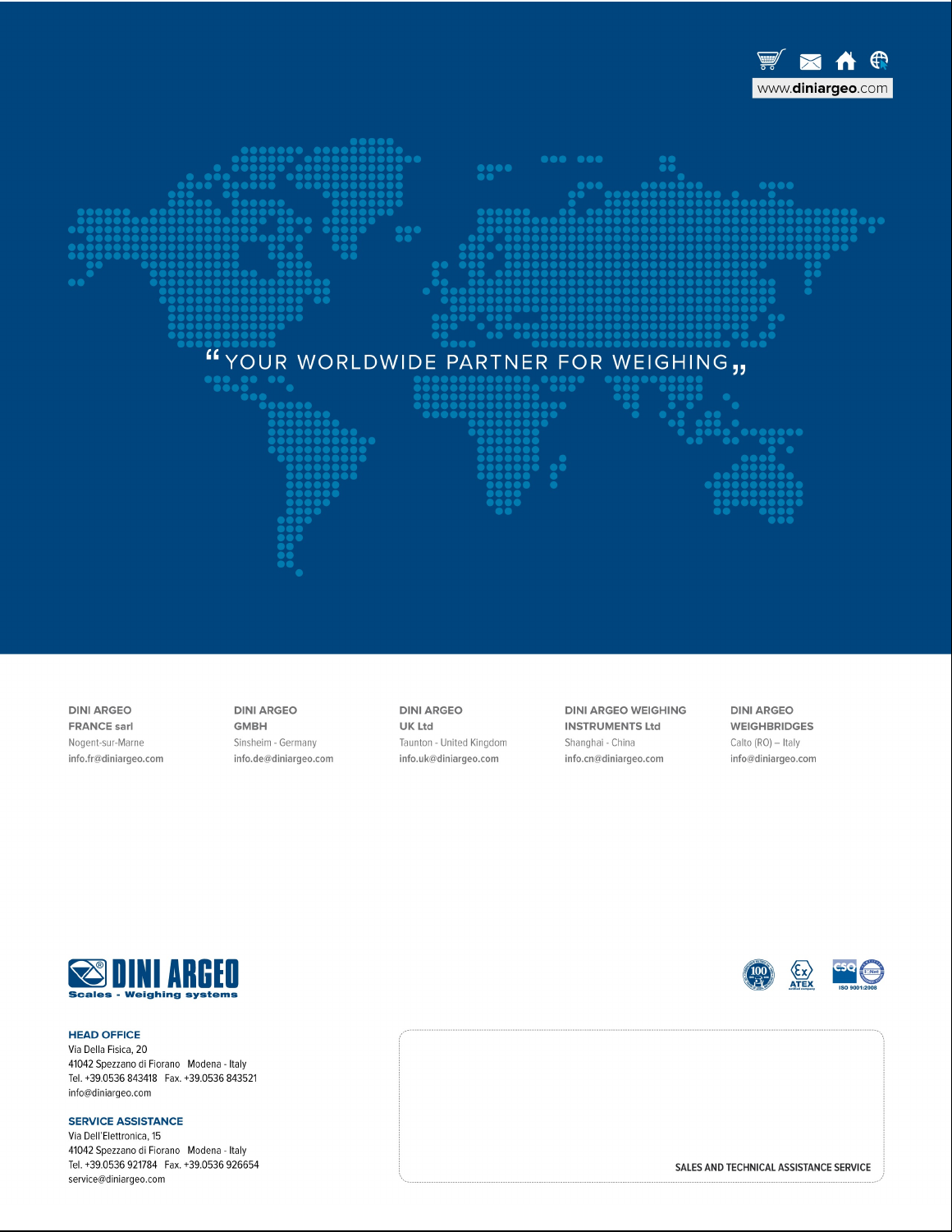www.diniargeo.com

“YOUR WORLDWIDE PARTNER FOR WEIGHING”

**DINI ARGEO FRANCE sarl**
Nogent-sur-Marne
info.fr@diniargeo.com

**DINI ARGEO GMBH**
Sinsheim - Germany
info.de@diniargeo.com

**DINI ARGEO UK Ltd**
Taunton - United Kingdom
info.uk@diniargeo.com

**DINI ARGEO WEIGHING INSTRUMENTS Ltd**
Shanghai - China
info.cn@diniargeo.com

**DINI ARGEO WEIGHBRIDGES**
Calto (RO) – Italy
info@diniargeo.com

DINI ARGEO
Scales - Weighing systems

### HEAD OFFICE

Via Della Fisica, 20
41042 Spezzano di Fiorano Modena - Italy
Tel. +39.0536 843418 Fax. +39.0536 843521
info@diniargeo.com

### SERVICE ASSISTANCE

Via Dell'Elettronica, 15
41042 Spezzano di Fiorano Modena - Italy
Tel. +39.0536 921784 Fax. +39.0536 926654
service@diniargeo.com

ATEX
ISO 9001:2008

SALES AND TECHNICAL ASSISTANCE SERVICE